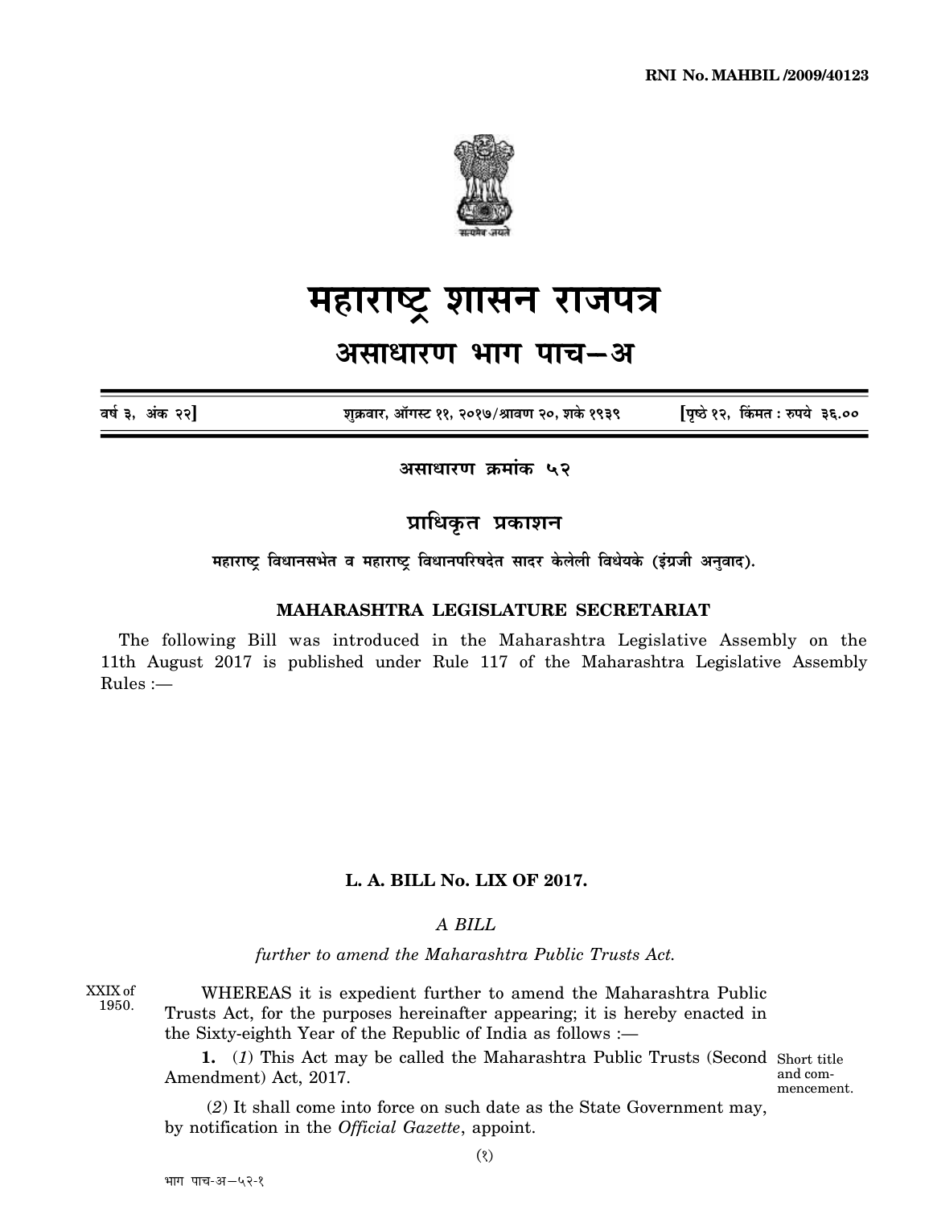RNI No. MAHBIL /2009/40123

# महाराष्ट्र शासन राजपत्र

## असाधारण भाग पाच—अ

वर्ष ३, अंक २२] शुक्रवार, ऑगस्ट ११, २०१७/श्रावण २०, शके १९३९ [पृष्ठे १२, किंमत : रुपये ३६.००

**असाधारण क्रमांक ५२**

**प्राधिकृत प्रकाशन**

**महाराष्ट्र विधानसभेत व महाराष्ट्र विधानपरिषदेत सादर केलेली विधेयके (इंग्रजी अनुवाद).**

### MAHARASHTRA LEGISLATURE SECRETARIAT

The following Bill was introduced in the Maharashtra Legislative Assembly on the 11th August 2017 is published under Rule 117 of the Maharashtra Legislative Assembly Rules :—

### L. A. BILL No. LIX OF 2017.

*A BILL*

*further to amend the Maharashtra Public Trusts Act.*

XXIX of 1950.

WHEREAS it is expedient further to amend the Maharashtra Public Trusts Act, for the purposes hereinafter appearing; it is hereby enacted in the Sixty-eighth Year of the Republic of India as follows :—

Short title and commencement.

**1.** (*1*) This Act may be called the Maharashtra Public Trusts (Second Amendment) Act, 2017.

(*2*) It shall come into force on such date as the State Government may, by notification in the *Official Gazette*, appoint.

भाग पाच-अ—५२-१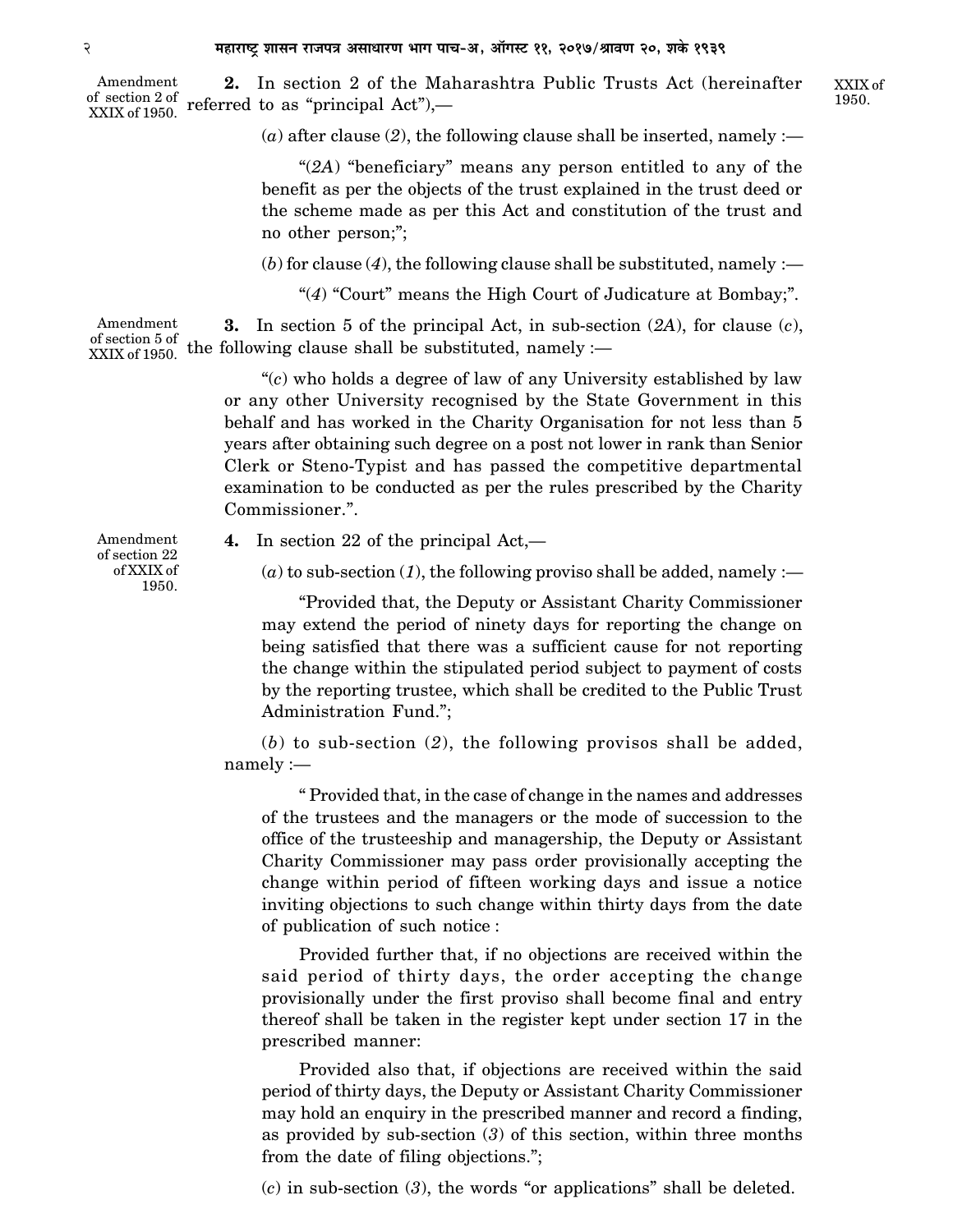Amendment of section 2 of XXIX of 1950.

**2.** In section 2 of the Maharashtra Public Trusts Act (hereinafter referred to as "principal Act"),— XXIX of 1950.

(*a*) after clause (*2*), the following clause shall be inserted, namely :—

"(*2A*) "beneficiary" means any person entitled to any of the benefit as per the objects of the trust explained in the trust deed or the scheme made as per this Act and constitution of the trust and no other person;";

(*b*) for clause (*4*), the following clause shall be substituted, namely :—

"(*4*) "Court" means the High Court of Judicature at Bombay;".

Amendment of section 5 of XXIX of 1950.

**3.** In section 5 of the principal Act, in sub-section (*2A*), for clause (*c*), the following clause shall be substituted, namely :—

"(*c*) who holds a degree of law of any University established by law or any other University recognised by the State Government in this behalf and has worked in the Charity Organisation for not less than 5 years after obtaining such degree on a post not lower in rank than Senior Clerk or Steno-Typist and has passed the competitive departmental examination to be conducted as per the rules prescribed by the Charity Commissioner.".

Amendment of section 22 of XXIX of 1950.

**4.** In section 22 of the principal Act,—

(*a*) to sub-section (*1*), the following proviso shall be added, namely :—

"Provided that, the Deputy or Assistant Charity Commissioner may extend the period of ninety days for reporting the change on being satisfied that there was a sufficient cause for not reporting the change within the stipulated period subject to payment of costs by the reporting trustee, which shall be credited to the Public Trust Administration Fund.";

(*b*) to sub-section (*2*), the following provisos shall be added, namely :—

" Provided that, in the case of change in the names and addresses of the trustees and the managers or the mode of succession to the office of the trusteeship and managership, the Deputy or Assistant Charity Commissioner may pass order provisionally accepting the change within period of fifteen working days and issue a notice inviting objections to such change within thirty days from the date of publication of such notice :

Provided further that, if no objections are received within the said period of thirty days, the order accepting the change provisionally under the first proviso shall become final and entry thereof shall be taken in the register kept under section 17 in the prescribed manner:

Provided also that, if objections are received within the said period of thirty days, the Deputy or Assistant Charity Commissioner may hold an enquiry in the prescribed manner and record a finding, as provided by sub-section (*3*) of this section, within three months from the date of filing objections.";

(*c*) in sub-section (*3*), the words "or applications" shall be deleted.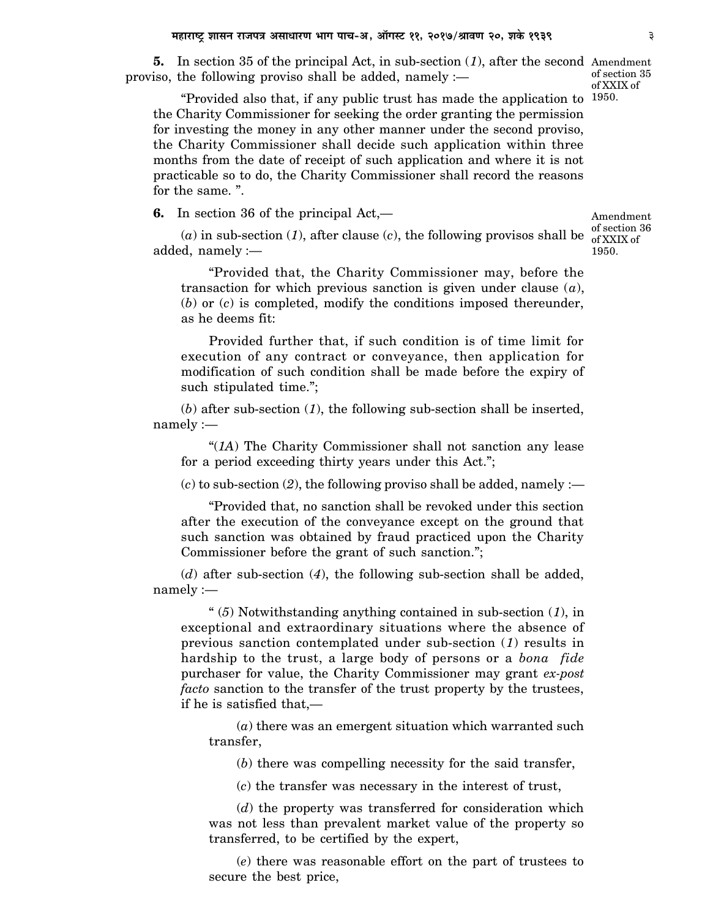**5.** In section 35 of the principal Act, in sub-section (*1*), after the second proviso, the following proviso shall be added, namely :—

Amendment of section 35 of XXIX of 1950.

"Provided also that, if any public trust has made the application to the Charity Commissioner for seeking the order granting the permission for investing the money in any other manner under the second proviso, the Charity Commissioner shall decide such application within three months from the date of receipt of such application and where it is not practicable so to do, the Charity Commissioner shall record the reasons for the same. ".

**6.** In section 36 of the principal Act,—

Amendment of section 36 of XXIX of 1950.

(*a*) in sub-section (*1*), after clause (*c*), the following provisos shall be added, namely :—

"Provided that, the Charity Commissioner may, before the transaction for which previous sanction is given under clause (*a*), (*b*) or (*c*) is completed, modify the conditions imposed thereunder, as he deems fit:

Provided further that, if such condition is of time limit for execution of any contract or conveyance, then application for modification of such condition shall be made before the expiry of such stipulated time.";

(*b*) after sub-section (*1*), the following sub-section shall be inserted, namely :—

"(*1A*) The Charity Commissioner shall not sanction any lease for a period exceeding thirty years under this Act.";

(*c*) to sub-section (*2*), the following proviso shall be added, namely :—

"Provided that, no sanction shall be revoked under this section after the execution of the conveyance except on the ground that such sanction was obtained by fraud practiced upon the Charity Commissioner before the grant of such sanction.";

(*d*) after sub-section (*4*), the following sub-section shall be added, namely :—

" (*5*) Notwithstanding anything contained in sub-section (*1*), in exceptional and extraordinary situations where the absence of previous sanction contemplated under sub-section (*1*) results in hardship to the trust, a large body of persons or a *bona fide* purchaser for value, the Charity Commissioner may grant *ex-post facto* sanction to the transfer of the trust property by the trustees, if he is satisfied that,—

(*a*) there was an emergent situation which warranted such transfer,

(*b*) there was compelling necessity for the said transfer,

(*c*) the transfer was necessary in the interest of trust,

(*d*) the property was transferred for consideration which was not less than prevalent market value of the property so transferred, to be certified by the expert,

(*e*) there was reasonable effort on the part of trustees to secure the best price,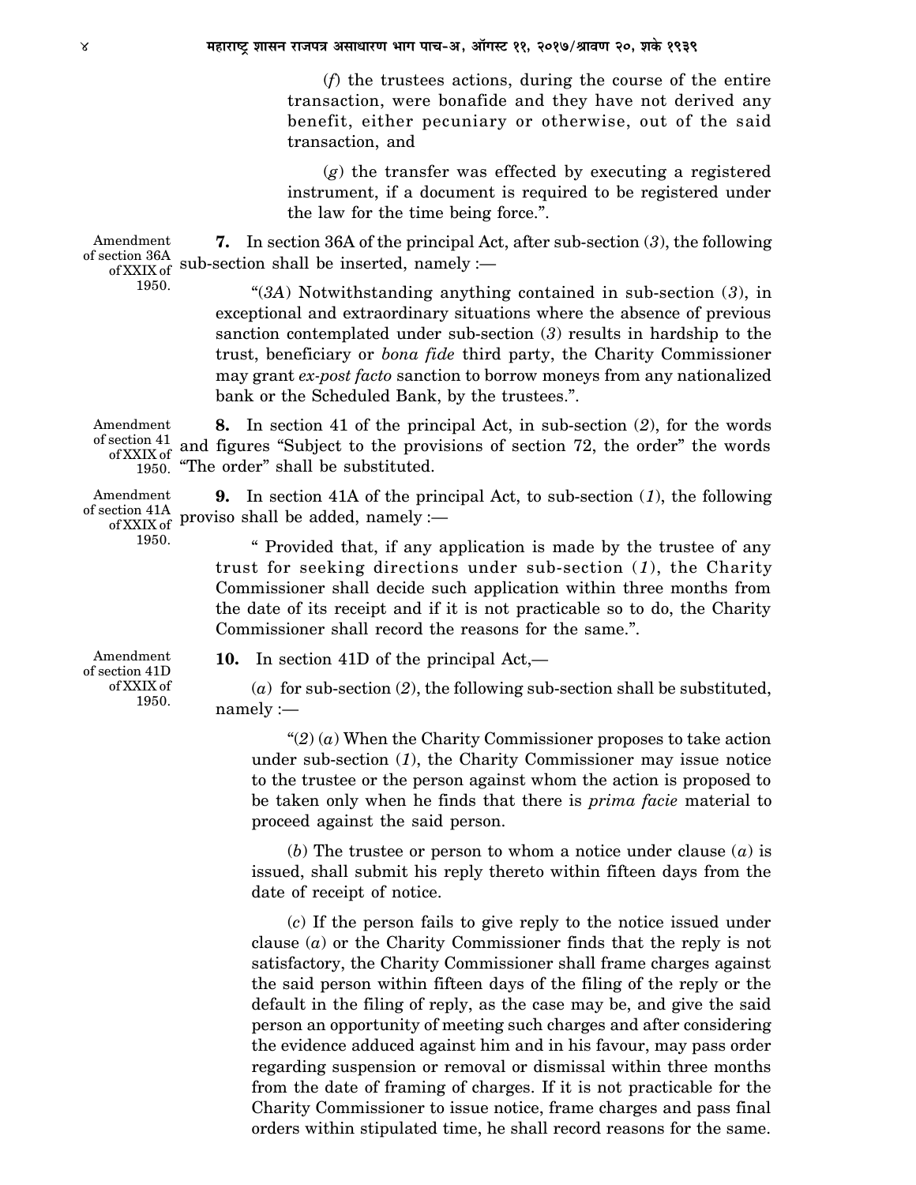(*f*) the trustees actions, during the course of the entire transaction, were bonafide and they have not derived any benefit, either pecuniary or otherwise, out of the said transaction, and

(*g*) the transfer was effected by executing a registered instrument, if a document is required to be registered under the law for the time being force.".

Amendment of section 36A of XXIX of 1950.

**7.** In section 36A of the principal Act, after sub-section (*3*), the following sub-section shall be inserted, namely :—

"(*3A*) Notwithstanding anything contained in sub-section (*3*), in exceptional and extraordinary situations where the absence of previous sanction contemplated under sub-section (*3*) results in hardship to the trust, beneficiary or *bona fide* third party, the Charity Commissioner may grant *ex-post facto* sanction to borrow moneys from any nationalized bank or the Scheduled Bank, by the trustees.".

Amendment of section 41 of XXIX of 1950.

**8.** In section 41 of the principal Act, in sub-section (*2*), for the words and figures "Subject to the provisions of section 72, the order" the words "The order" shall be substituted.

Amendment of section 41A of XXIX of 1950.

**9.** In section 41A of the principal Act, to sub-section (*1*), the following proviso shall be added, namely :—

" Provided that, if any application is made by the trustee of any trust for seeking directions under sub-section (*1*), the Charity Commissioner shall decide such application within three months from the date of its receipt and if it is not practicable so to do, the Charity Commissioner shall record the reasons for the same.".

Amendment of section 41D of XXIX of 1950.

**10.** In section 41D of the principal Act,—

(*a*) for sub-section (*2*), the following sub-section shall be substituted, namely :—

"(*2*) (*a*) When the Charity Commissioner proposes to take action under sub-section (*1*), the Charity Commissioner may issue notice to the trustee or the person against whom the action is proposed to be taken only when he finds that there is *prima facie* material to proceed against the said person.

(*b*) The trustee or person to whom a notice under clause (*a*) is issued, shall submit his reply thereto within fifteen days from the date of receipt of notice.

(*c*) If the person fails to give reply to the notice issued under clause (*a*) or the Charity Commissioner finds that the reply is not satisfactory, the Charity Commissioner shall frame charges against the said person within fifteen days of the filing of the reply or the default in the filing of reply, as the case may be, and give the said person an opportunity of meeting such charges and after considering the evidence adduced against him and in his favour, may pass order regarding suspension or removal or dismissal within three months from the date of framing of charges. If it is not practicable for the Charity Commissioner to issue notice, frame charges and pass final orders within stipulated time, he shall record reasons for the same.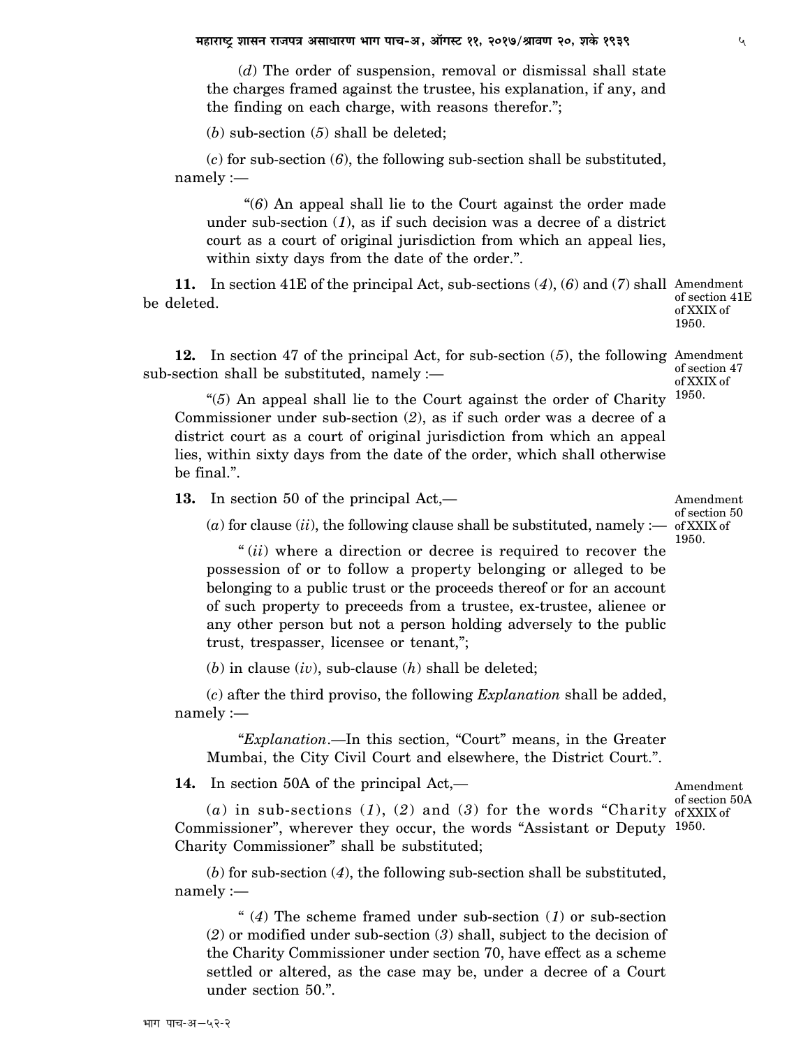(*d*) The order of suspension, removal or dismissal shall state the charges framed against the trustee, his explanation, if any, and the finding on each charge, with reasons therefor.";

(*b*) sub-section (*5*) shall be deleted;

(*c*) for sub-section (*6*), the following sub-section shall be substituted, namely :—

"(*6*) An appeal shall lie to the Court against the order made under sub-section (*1*), as if such decision was a decree of a district court as a court of original jurisdiction from which an appeal lies, within sixty days from the date of the order.".

Amendment of section 41E of XXIX of 1950.

**11.** In section 41E of the principal Act, sub-sections (*4*), (*6*) and (*7*) shall be deleted.

Amendment of section 47 of XXIX of 1950.

**12.** In section 47 of the principal Act, for sub-section (*5*), the following sub-section shall be substituted, namely :—

"(*5*) An appeal shall lie to the Court against the order of Charity Commissioner under sub-section (*2*), as if such order was a decree of a district court as a court of original jurisdiction from which an appeal lies, within sixty days from the date of the order, which shall otherwise be final.".

Amendment of section 50 of XXIX of 1950.

**13.** In section 50 of the principal Act,—

(*a*) for clause (*ii*), the following clause shall be substituted, namely :—

" (*ii*) where a direction or decree is required to recover the possession of or to follow a property belonging or alleged to be belonging to a public trust or the proceeds thereof or for an account of such property to preceeds from a trustee, ex-trustee, alienee or any other person but not a person holding adversely to the public trust, trespasser, licensee or tenant,";

(*b*) in clause (*iv*), sub-clause (*h*) shall be deleted;

(*c*) after the third proviso, the following *Explanation* shall be added, namely :—

"*Explanation*.—In this section, "Court" means, in the Greater Mumbai, the City Civil Court and elsewhere, the District Court.".

Amendment of section 50A of XXIX of 1950.

**14.** In section 50A of the principal Act,—

(*a*) in sub-sections (*1*), (*2*) and (*3*) for the words "Charity Commissioner", wherever they occur, the words "Assistant or Deputy Charity Commissioner" shall be substituted;

(*b*) for sub-section (*4*), the following sub-section shall be substituted, namely :—

" (*4*) The scheme framed under sub-section (*1*) or sub-section (*2*) or modified under sub-section (*3*) shall, subject to the decision of the Charity Commissioner under section 70, have effect as a scheme settled or altered, as the case may be, under a decree of a Court under section 50.".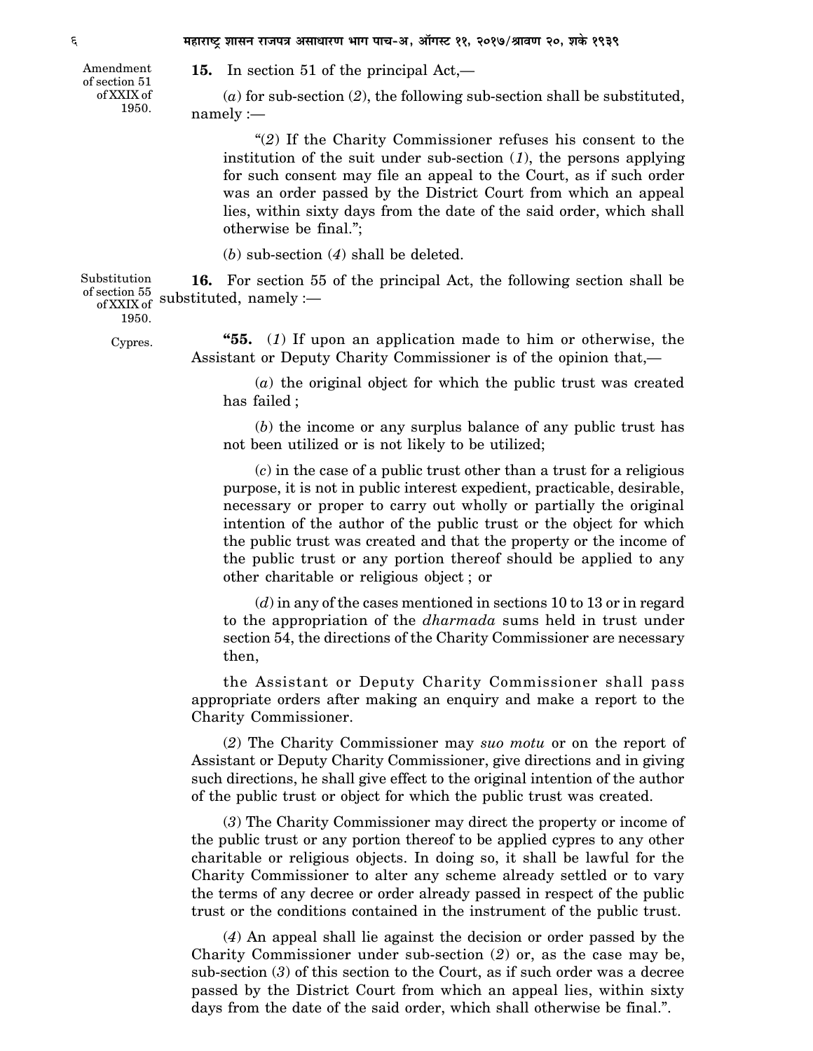Amendment of section 51 of XXIX of 1950.

**15.** In section 51 of the principal Act,—

(*a*) for sub-section (*2*), the following sub-section shall be substituted, namely :—

"(*2*) If the Charity Commissioner refuses his consent to the institution of the suit under sub-section (*1*), the persons applying for such consent may file an appeal to the Court, as if such order was an order passed by the District Court from which an appeal lies, within sixty days from the date of the said order, which shall otherwise be final.";

(*b*) sub-section (*4*) shall be deleted.

Substitution of section 55 of XXIX of 1950.

**16.** For section 55 of the principal Act, the following section shall be substituted, namely :—

Cypres.

**"55.** (*1*) If upon an application made to him or otherwise, the Assistant or Deputy Charity Commissioner is of the opinion that,—

(*a*) the original object for which the public trust was created has failed ;

(*b*) the income or any surplus balance of any public trust has not been utilized or is not likely to be utilized;

(*c*) in the case of a public trust other than a trust for a religious purpose, it is not in public interest expedient, practicable, desirable, necessary or proper to carry out wholly or partially the original intention of the author of the public trust or the object for which the public trust was created and that the property or the income of the public trust or any portion thereof should be applied to any other charitable or religious object ; or

(*d*) in any of the cases mentioned in sections 10 to 13 or in regard to the appropriation of the *dharmada* sums held in trust under section 54, the directions of the Charity Commissioner are necessary then,

the Assistant or Deputy Charity Commissioner shall pass appropriate orders after making an enquiry and make a report to the Charity Commissioner.

(*2*) The Charity Commissioner may *suo motu* or on the report of Assistant or Deputy Charity Commissioner, give directions and in giving such directions, he shall give effect to the original intention of the author of the public trust or object for which the public trust was created.

(*3*) The Charity Commissioner may direct the property or income of the public trust or any portion thereof to be applied cypres to any other charitable or religious objects. In doing so, it shall be lawful for the Charity Commissioner to alter any scheme already settled or to vary the terms of any decree or order already passed in respect of the public trust or the conditions contained in the instrument of the public trust.

(*4*) An appeal shall lie against the decision or order passed by the Charity Commissioner under sub-section (*2*) or, as the case may be, sub-section (*3*) of this section to the Court, as if such order was a decree passed by the District Court from which an appeal lies, within sixty days from the date of the said order, which shall otherwise be final.".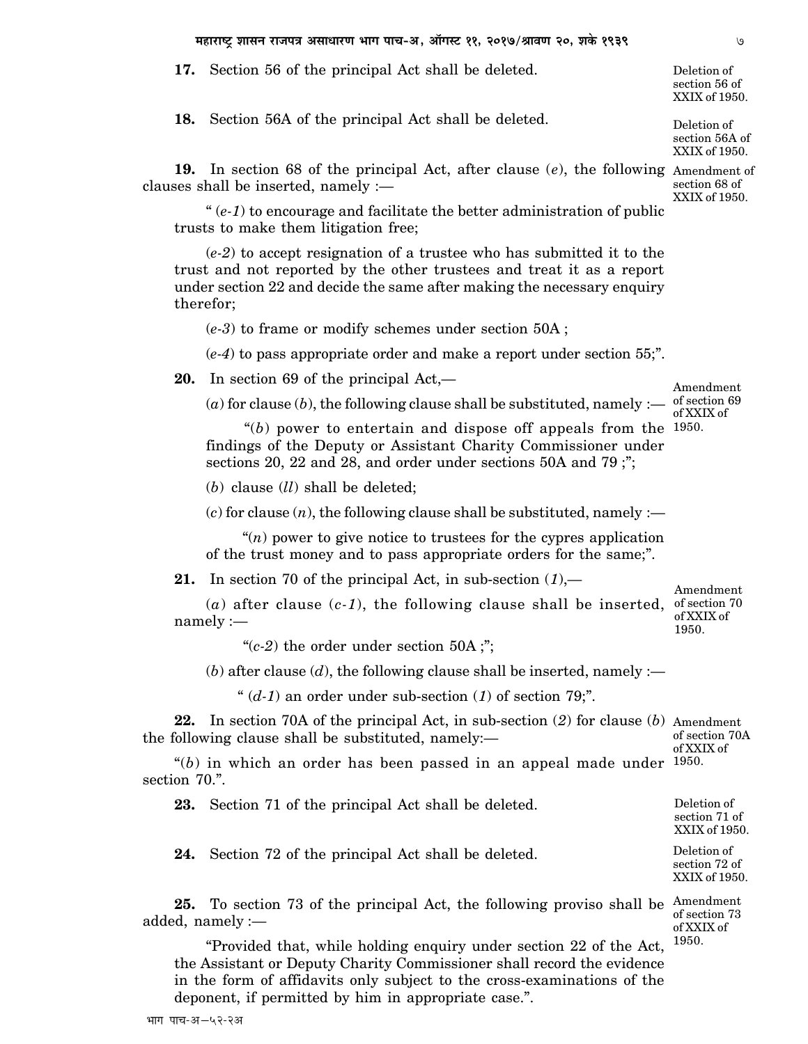**17.** Section 56 of the principal Act shall be deleted.

Deletion of section 56 of XXIX of 1950.

**18.** Section 56A of the principal Act shall be deleted.

Deletion of section 56A of XXIX of 1950.

**19.** In section 68 of the principal Act, after clause (*e*), the following clauses shall be inserted, namely :—

Amendment of section 68 of XXIX of 1950.

" (*e-1*) to encourage and facilitate the better administration of public trusts to make them litigation free;

(*e-2*) to accept resignation of a trustee who has submitted it to the trust and not reported by the other trustees and treat it as a report under section 22 and decide the same after making the necessary enquiry therefor;

(*e-3*) to frame or modify schemes under section 50A ;

(*e-4*) to pass appropriate order and make a report under section 55;".

**20.** In section 69 of the principal Act,—

Amendment of section 69 of XXIX of 1950.

(*a*) for clause (*b*), the following clause shall be substituted, namely :—

"(*b*) power to entertain and dispose off appeals from the findings of the Deputy or Assistant Charity Commissioner under sections 20, 22 and 28, and order under sections 50A and 79 ;";

(*b*) clause (*ll*) shall be deleted;

(*c*) for clause (*n*), the following clause shall be substituted, namely :—

"(*n*) power to give notice to trustees for the cypres application of the trust money and to pass appropriate orders for the same;".

**21.** In section 70 of the principal Act, in sub-section (*1*),—

Amendment of section 70 of XXIX of 1950.

(*a*) after clause (*c-1*), the following clause shall be inserted, namely :—

"(*c-2*) the order under section 50A ;";

(*b*) after clause (*d*), the following clause shall be inserted, namely :—

" (*d-1*) an order under sub-section (*1*) of section 79;".

**22.** In section 70A of the principal Act, in sub-section (*2*) for clause (*b*) the following clause shall be substituted, namely:—

Amendment of section 70A of XXIX of 1950.

"(*b*) in which an order has been passed in an appeal made under section 70.".

**23.** Section 71 of the principal Act shall be deleted.

Deletion of section 71 of XXIX of 1950.

**24.** Section 72 of the principal Act shall be deleted.

Deletion of section 72 of XXIX of 1950.

**25.** To section 73 of the principal Act, the following proviso shall be added, namely :—

Amendment of section 73 of XXIX of 1950.

"Provided that, while holding enquiry under section 22 of the Act, the Assistant or Deputy Charity Commissioner shall record the evidence in the form of affidavits only subject to the cross-examinations of the deponent, if permitted by him in appropriate case.".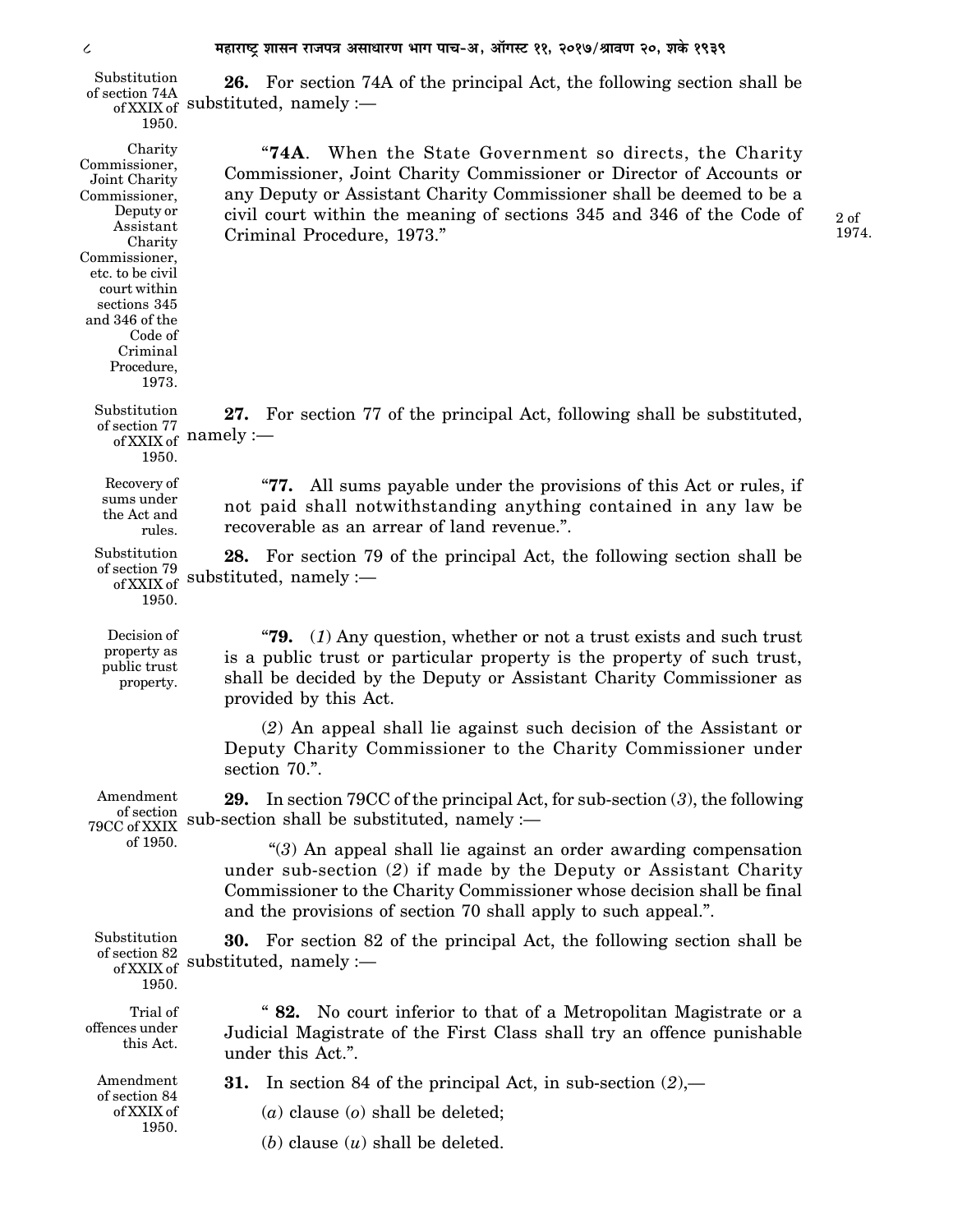Substitution of section 74A of XXIX of 1950.

**26.** For section 74A of the principal Act, the following section shall be substituted, namely :—

Charity Commissioner, Joint Charity Commissioner, Deputy or Assistant Charity Commissioner, etc. to be civil court within sections 345 and 346 of the Code of Criminal Procedure, 1973.

"**74A**. When the State Government so directs, the Charity Commissioner, Joint Charity Commissioner or Director of Accounts or any Deputy or Assistant Charity Commissioner shall be deemed to be a civil court within the meaning of sections 345 and 346 of the Code of Criminal Procedure, 1973." (2 of 1974.)

Substitution of section 77 of XXIX of 1950.

**27.** For section 77 of the principal Act, following shall be substituted, namely :—

Recovery of sums under the Act and rules.

"**77.** All sums payable under the provisions of this Act or rules, if not paid shall notwithstanding anything contained in any law be recoverable as an arrear of land revenue.".

Substitution of section 79 of XXIX of 1950.

**28.** For section 79 of the principal Act, the following section shall be substituted, namely :—

Decision of property as public trust property.

"**79.** (*1*) Any question, whether or not a trust exists and such trust is a public trust or particular property is the property of such trust, shall be decided by the Deputy or Assistant Charity Commissioner as provided by this Act.

(*2*) An appeal shall lie against such decision of the Assistant or Deputy Charity Commissioner to the Charity Commissioner under section 70.".

Amendment of section 79CC of XXIX of 1950.

**29.** In section 79CC of the principal Act, for sub-section (*3*), the following sub-section shall be substituted, namely :—

"(*3*) An appeal shall lie against an order awarding compensation under sub-section (*2*) if made by the Deputy or Assistant Charity Commissioner to the Charity Commissioner whose decision shall be final and the provisions of section 70 shall apply to such appeal.".

Substitution of section 82 of XXIX of 1950.

**30.** For section 82 of the principal Act, the following section shall be substituted, namely :—

Trial of offences under this Act.

"**82.** No court inferior to that of a Metropolitan Magistrate or a Judicial Magistrate of the First Class shall try an offence punishable under this Act.".

Amendment of section 84 of XXIX of 1950.

**31.** In section 84 of the principal Act, in sub-section (*2*),—

(*a*) clause (*o*) shall be deleted;

(*b*) clause (*u*) shall be deleted.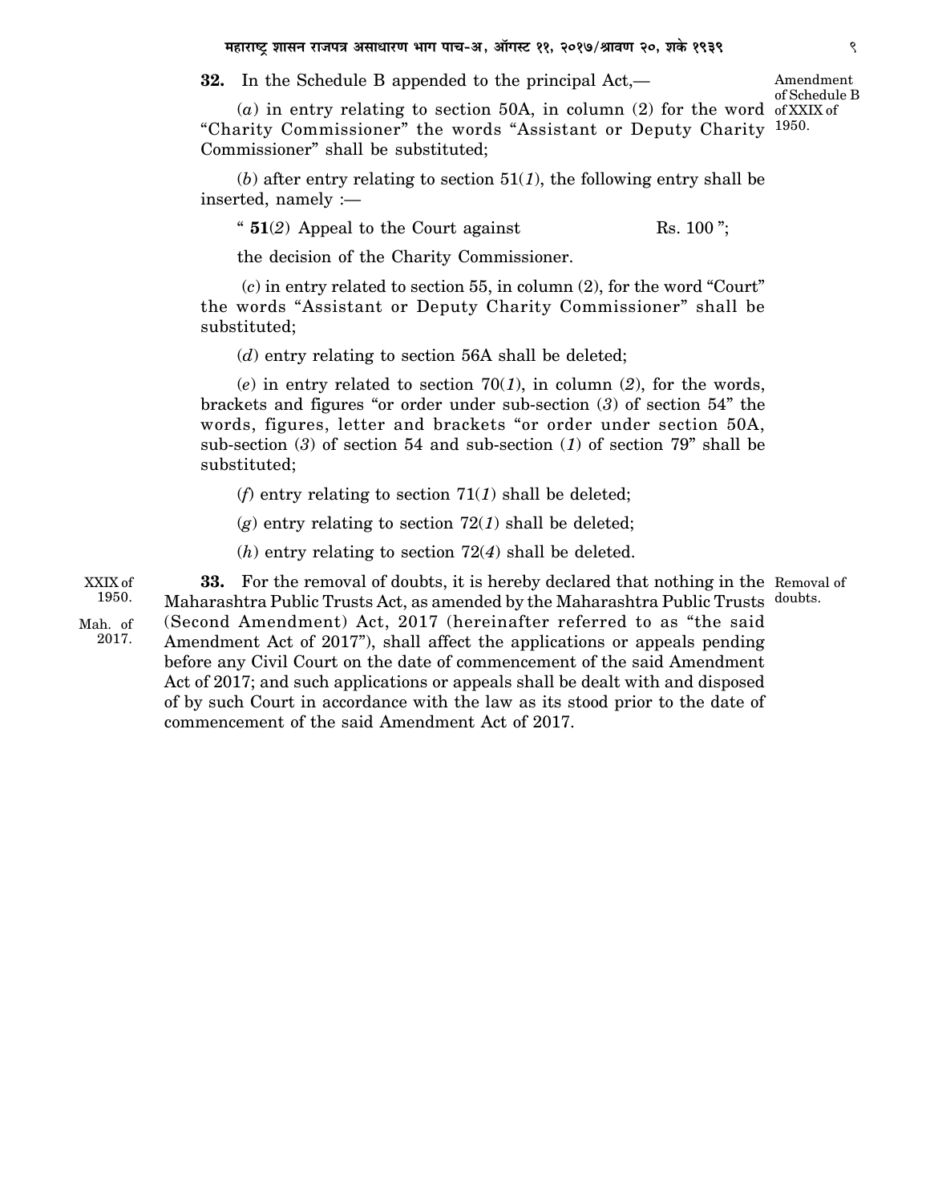**32.** In the Schedule B appended to the principal Act,— Amendment of Schedule B of XXIX of 1950.

(*a*) in entry relating to section 50A, in column (2) for the word "Charity Commissioner" the words "Assistant or Deputy Charity Commissioner" shall be substituted;

(*b*) after entry relating to section 51(*1*), the following entry shall be inserted, namely :—

" **51**(*2*) Appeal to the Court against the decision of the Charity Commissioner. Rs. 100 ";

(*c*) in entry related to section 55, in column (2), for the word "Court" the words "Assistant or Deputy Charity Commissioner" shall be substituted;

(*d*) entry relating to section 56A shall be deleted;

(*e*) in entry related to section 70(*1*), in column (*2*), for the words, brackets and figures "or order under sub-section (*3*) of section 54" the words, figures, letter and brackets "or order under section 50A, sub-section (*3*) of section 54 and sub-section (*1*) of section 79" shall be substituted;

(*f*) entry relating to section 71(*1*) shall be deleted;

(*g*) entry relating to section 72(*1*) shall be deleted;

(*h*) entry relating to section 72(*4*) shall be deleted.

XXIX of 1950. Mah. of 2017.

**33.** For the removal of doubts, it is hereby declared that nothing in the Maharashtra Public Trusts Act, as amended by the Maharashtra Public Trusts (Second Amendment) Act, 2017 (hereinafter referred to as "the said Amendment Act of 2017"), shall affect the applications or appeals pending before any Civil Court on the date of commencement of the said Amendment Act of 2017; and such applications or appeals shall be dealt with and disposed of by such Court in accordance with the law as its stood prior to the date of commencement of the said Amendment Act of 2017. Removal of doubts.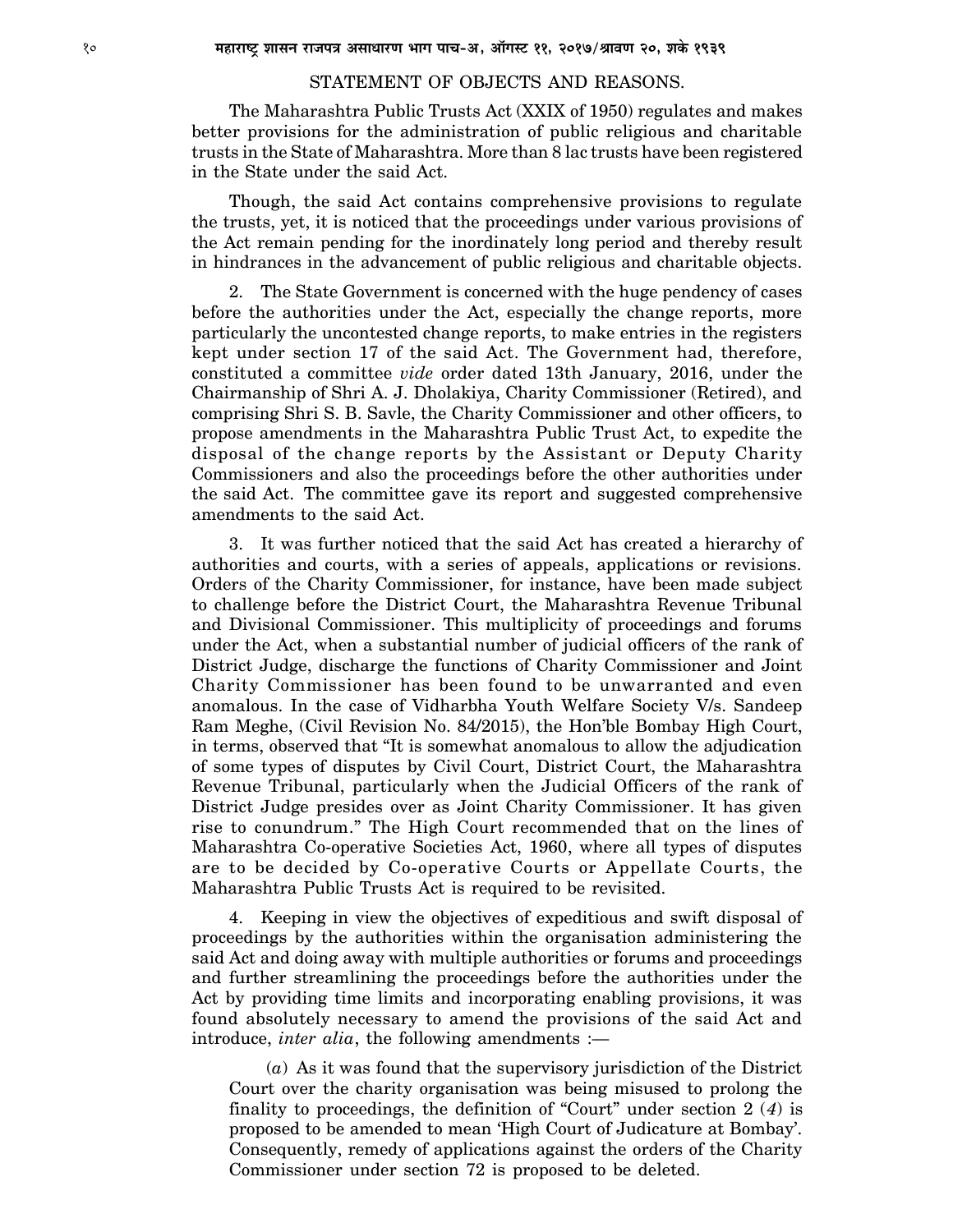## STATEMENT OF OBJECTS AND REASONS.

The Maharashtra Public Trusts Act (XXIX of 1950) regulates and makes better provisions for the administration of public religious and charitable trusts in the State of Maharashtra. More than 8 lac trusts have been registered in the State under the said Act.

Though, the said Act contains comprehensive provisions to regulate the trusts, yet, it is noticed that the proceedings under various provisions of the Act remain pending for the inordinately long period and thereby result in hindrances in the advancement of public religious and charitable objects.

2. The State Government is concerned with the huge pendency of cases before the authorities under the Act, especially the change reports, more particularly the uncontested change reports, to make entries in the registers kept under section 17 of the said Act. The Government had, therefore, constituted a committee *vide* order dated 13th January, 2016, under the Chairmanship of Shri A. J. Dholakiya, Charity Commissioner (Retired), and comprising Shri S. B. Savle, the Charity Commissioner and other officers, to propose amendments in the Maharashtra Public Trust Act, to expedite the disposal of the change reports by the Assistant or Deputy Charity Commissioners and also the proceedings before the other authorities under the said Act. The committee gave its report and suggested comprehensive amendments to the said Act.

3. It was further noticed that the said Act has created a hierarchy of authorities and courts, with a series of appeals, applications or revisions. Orders of the Charity Commissioner, for instance, have been made subject to challenge before the District Court, the Maharashtra Revenue Tribunal and Divisional Commissioner. This multiplicity of proceedings and forums under the Act, when a substantial number of judicial officers of the rank of District Judge, discharge the functions of Charity Commissioner and Joint Charity Commissioner has been found to be unwarranted and even anomalous. In the case of Vidharbha Youth Welfare Society V/s. Sandeep Ram Meghe, (Civil Revision No. 84/2015), the Hon'ble Bombay High Court, in terms, observed that "It is somewhat anomalous to allow the adjudication of some types of disputes by Civil Court, District Court, the Maharashtra Revenue Tribunal, particularly when the Judicial Officers of the rank of District Judge presides over as Joint Charity Commissioner. It has given rise to conundrum." The High Court recommended that on the lines of Maharashtra Co-operative Societies Act, 1960, where all types of disputes are to be decided by Co-operative Courts or Appellate Courts, the Maharashtra Public Trusts Act is required to be revisited.

4. Keeping in view the objectives of expeditious and swift disposal of proceedings by the authorities within the organisation administering the said Act and doing away with multiple authorities or forums and proceedings and further streamlining the proceedings before the authorities under the Act by providing time limits and incorporating enabling provisions, it was found absolutely necessary to amend the provisions of the said Act and introduce, *inter alia*, the following amendments :—

(*a*) As it was found that the supervisory jurisdiction of the District Court over the charity organisation was being misused to prolong the finality to proceedings, the definition of "Court" under section 2 (*4*) is proposed to be amended to mean 'High Court of Judicature at Bombay'. Consequently, remedy of applications against the orders of the Charity Commissioner under section 72 is proposed to be deleted.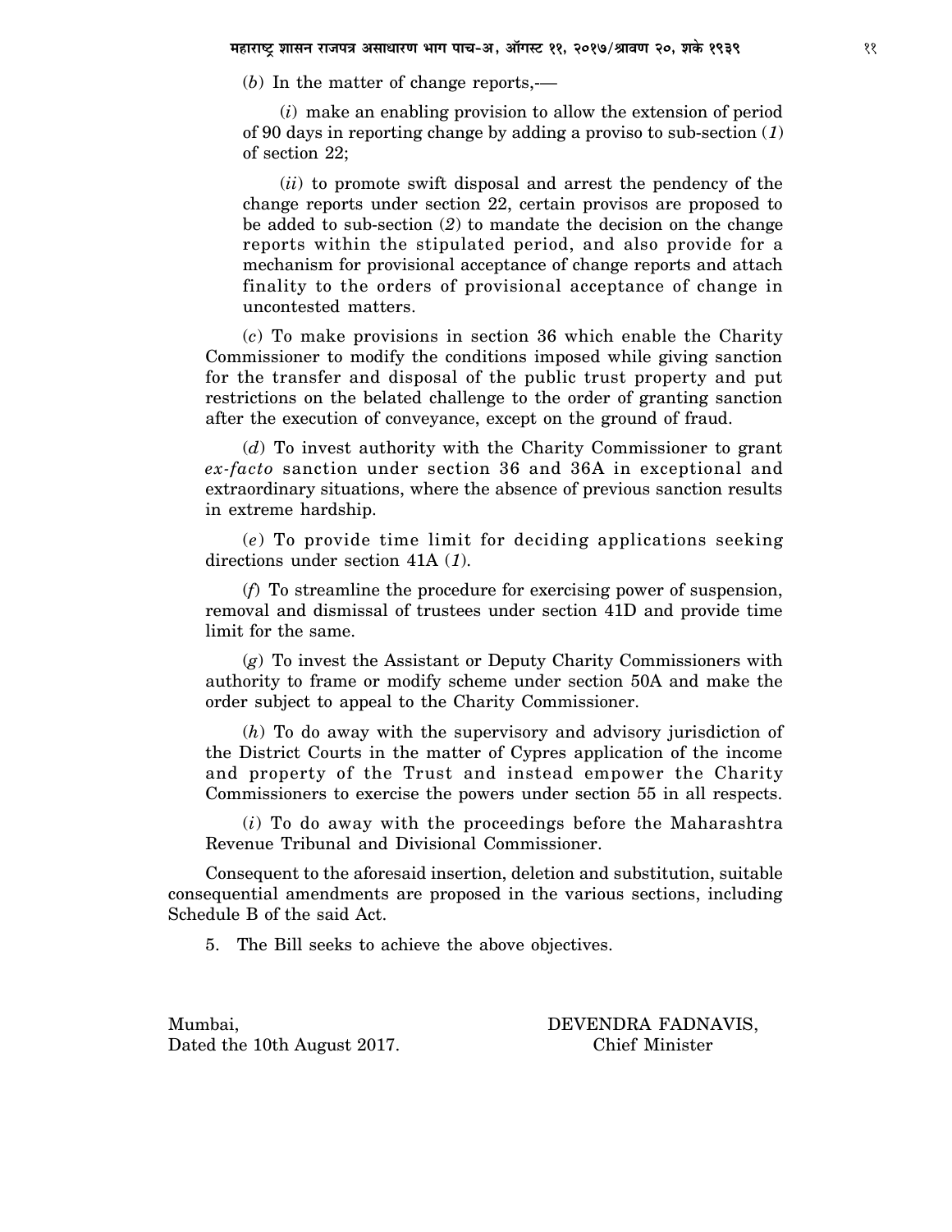(*b*) In the matter of change reports,—

(*i*) make an enabling provision to allow the extension of period of 90 days in reporting change by adding a proviso to sub-section (*1*) of section 22;

(*ii*) to promote swift disposal and arrest the pendency of the change reports under section 22, certain provisos are proposed to be added to sub-section (*2*) to mandate the decision on the change reports within the stipulated period, and also provide for a mechanism for provisional acceptance of change reports and attach finality to the orders of provisional acceptance of change in uncontested matters.

(*c*) To make provisions in section 36 which enable the Charity Commissioner to modify the conditions imposed while giving sanction for the transfer and disposal of the public trust property and put restrictions on the belated challenge to the order of granting sanction after the execution of conveyance, except on the ground of fraud.

(*d*) To invest authority with the Charity Commissioner to grant *ex-facto* sanction under section 36 and 36A in exceptional and extraordinary situations, where the absence of previous sanction results in extreme hardship.

(*e*) To provide time limit for deciding applications seeking directions under section 41A (*1*).

(*f*) To streamline the procedure for exercising power of suspension, removal and dismissal of trustees under section 41D and provide time limit for the same.

(*g*) To invest the Assistant or Deputy Charity Commissioners with authority to frame or modify scheme under section 50A and make the order subject to appeal to the Charity Commissioner.

(*h*) To do away with the supervisory and advisory jurisdiction of the District Courts in the matter of Cypres application of the income and property of the Trust and instead empower the Charity Commissioners to exercise the powers under section 55 in all respects.

(*i*) To do away with the proceedings before the Maharashtra Revenue Tribunal and Divisional Commissioner.

Consequent to the aforesaid insertion, deletion and substitution, suitable consequential amendments are proposed in the various sections, including Schedule B of the said Act.

5. The Bill seeks to achieve the above objectives.

Mumbai,
Dated the 10th August 2017.

DEVENDRA FADNAVIS,
Chief Minister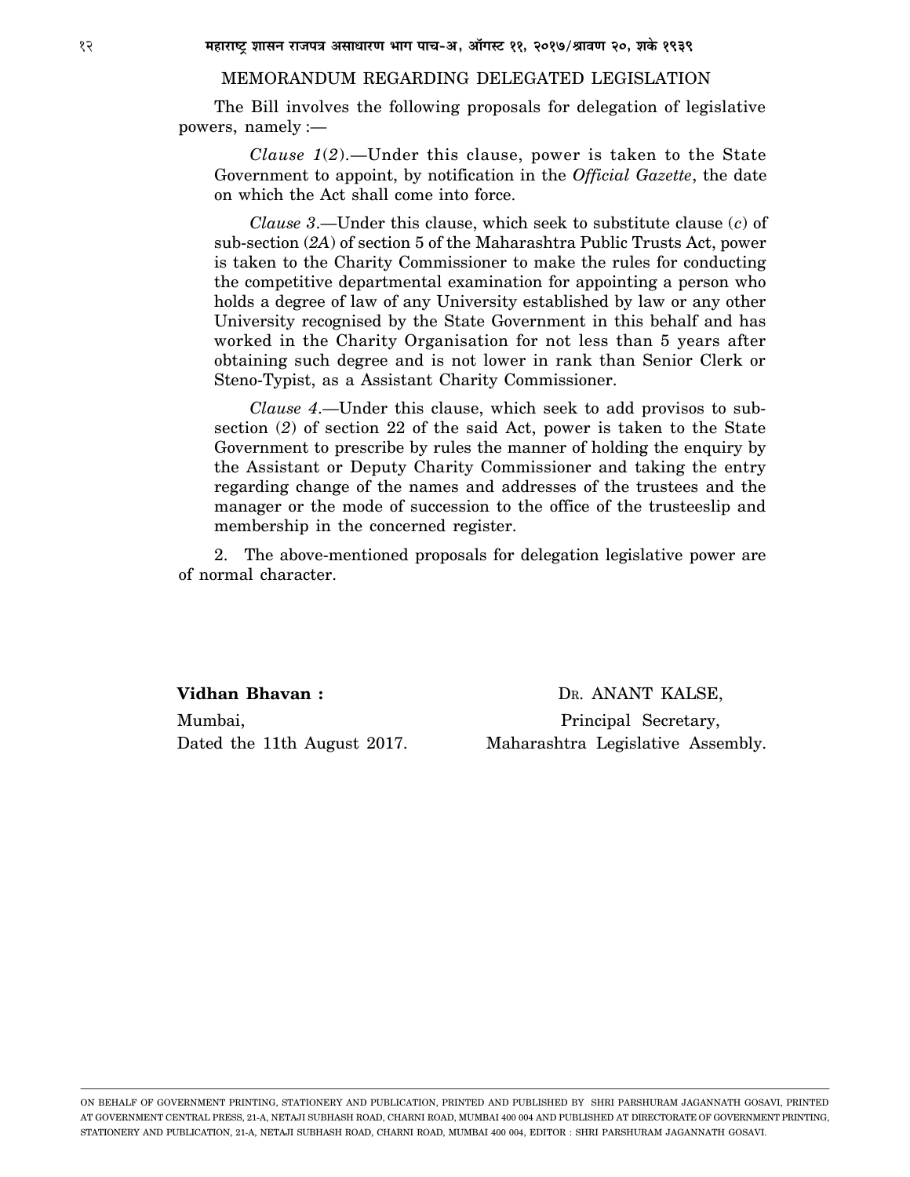## MEMORANDUM REGARDING DELEGATED LEGISLATION

The Bill involves the following proposals for delegation of legislative powers, namely :—

*Clause 1*(*2*).—Under this clause, power is taken to the State Government to appoint, by notification in the *Official Gazette*, the date on which the Act shall come into force.

*Clause 3*.—Under this clause, which seek to substitute clause (*c*) of sub-section (*2A*) of section 5 of the Maharashtra Public Trusts Act, power is taken to the Charity Commissioner to make the rules for conducting the competitive departmental examination for appointing a person who holds a degree of law of any University established by law or any other University recognised by the State Government in this behalf and has worked in the Charity Organisation for not less than 5 years after obtaining such degree and is not lower in rank than Senior Clerk or Steno-Typist, as a Assistant Charity Commissioner.

*Clause 4*.—Under this clause, which seek to add provisos to sub-section (*2*) of section 22 of the said Act, power is taken to the State Government to prescribe by rules the manner of holding the enquiry by the Assistant or Deputy Charity Commissioner and taking the entry regarding change of the names and addresses of the trustees and the manager or the mode of succession to the office of the trusteeslip and membership in the concerned register.

2. The above-mentioned proposals for delegation legislative power are of normal character.

**Vidhan Bhavan :**
Mumbai,
Dated the 11th August 2017.

DR. ANANT KALSE,
Principal Secretary,
Maharashtra Legislative Assembly.

ON BEHALF OF GOVERNMENT PRINTING, STATIONERY AND PUBLICATION, PRINTED AND PUBLISHED BY SHRI PARSHURAM JAGANNATH GOSAVI, PRINTED AT GOVERNMENT CENTRAL PRESS, 21-A, NETAJI SUBHASH ROAD, CHARNI ROAD, MUMBAI 400 004 AND PUBLISHED AT DIRECTORATE OF GOVERNMENT PRINTING, STATIONERY AND PUBLICATION, 21-A, NETAJI SUBHASH ROAD, CHARNI ROAD, MUMBAI 400 004, EDITOR : SHRI PARSHURAM JAGANNATH GOSAVI.